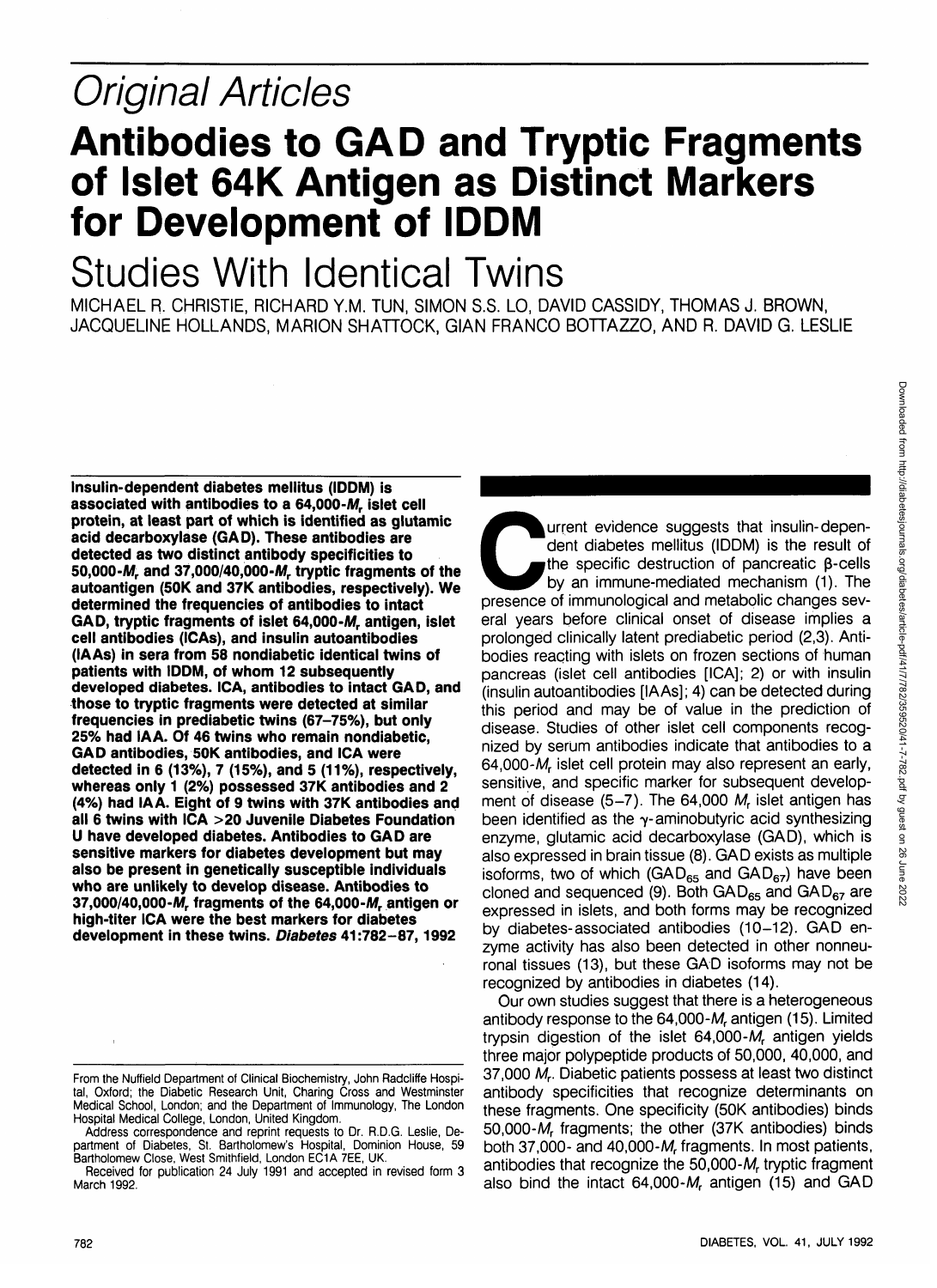# Original Articles

# Antibodies to GAD and Tryptic Fragments of Islet 64K Antigen as Distinct Markers for Development of IDDM

## Studies With Identical Twins

MICHAEL R. CHRISTIE, RICHARD Y.M. TUN, SIMON S.S. LO, DAVID CASSIDY, THOMAS J. BROWN, JACQUELINE HOLLANDS, MARION SHATTOCK, GIAN FRANCO BOTTAZZO, AND R. DAVID G. LESLIE

**Insulin-dependent diabetes mellitus (IDDM) is associated with antibodies to a 64,000-$M_r$ islet cell protein, at least part of which is identified as glutamic acid decarboxylase (GAD). These antibodies are detected as two distinct antibody specificities to 50,000-$M_r$ and 37,000/40,000-$M_r$ tryptic fragments of the autoantigen (50K and 37K antibodies, respectively). We determined the frequencies of antibodies to intact GAD, tryptic fragments of islet 64,000-$M_r$ antigen, islet cell antibodies (ICAs), and insulin autoantibodies (IAAs) in sera from 58 nondiabetic identical twins of patients with IDDM, of whom 12 subsequently developed diabetes. ICA, antibodies to intact GAD, and those to tryptic fragments were detected at similar frequencies in prediabetic twins (67–75%), but only 25% had IAA. Of 46 twins who remain nondiabetic, GAD antibodies, 50K antibodies, and ICA were detected in 6 (13%), 7 (15%), and 5 (11%), respectively, whereas only 1 (2%) possessed 37K antibodies and 2 (4%) had IAA. Eight of 9 twins with 37K antibodies and all 6 twins with ICA >20 Juvenile Diabetes Foundation U have developed diabetes. Antibodies to GAD are sensitive markers for diabetes development but may also be present in genetically susceptible individuals who are unlikely to develop disease. Antibodies to 37,000/40,000-$M_r$ fragments of the 64,000-$M_r$ antigen or high-titer ICA were the best markers for diabetes development in these twins.** *Diabetes* **41:782–87, 1992**

Current evidence suggests that insulin-dependent diabetes mellitus (IDDM) is the result of the specific destruction of pancreatic β-cells by an immune-mediated mechanism (1). The presence of immunological and metabolic changes several years before clinical onset of disease implies a prolonged clinically latent prediabetic period (2,3). Antibodies reacting with islets on frozen sections of human pancreas (islet cell antibodies [ICA]; 2) or with insulin (insulin autoantibodies [IAAs]; 4) can be detected during this period and may be of value in the prediction of disease. Studies of other islet cell components recognized by serum antibodies indicate that antibodies to a 64,000-$M_r$ islet cell protein may also represent an early, sensitive, and specific marker for subsequent development of disease (5–7). The 64,000 $M_r$ islet antigen has been identified as the γ-aminobutyric acid synthesizing enzyme, glutamic acid decarboxylase (GAD), which is also expressed in brain tissue (8). GAD exists as multiple isoforms, two of which ($GAD_{65}$ and $GAD_{67}$) have been cloned and sequenced (9). Both $GAD_{65}$ and $GAD_{67}$ are expressed in islets, and both forms may be recognized by diabetes-associated antibodies (10–12). GAD enzyme activity has also been detected in other nonneuronal tissues (13), but these GAD isoforms may not be recognized by antibodies in diabetes (14).

Our own studies suggest that there is a heterogeneous antibody response to the 64,000-$M_r$ antigen (15). Limited trypsin digestion of the islet 64,000-$M_r$ antigen yields three major polypeptide products of 50,000, 40,000, and 37,000 $M_r$. Diabetic patients possess at least two distinct antibody specificities that recognize determinants on these fragments. One specificity (50K antibodies) binds 50,000-$M_r$ fragments; the other (37K antibodies) binds both 37,000- and 40,000-$M_r$ fragments. In most patients, antibodies that recognize the 50,000-$M_r$ tryptic fragment also bind the intact 64,000-$M_r$ antigen (15) and GAD

From the Nuffield Department of Clinical Biochemistry, John Radcliffe Hospital, Oxford; the Diabetic Research Unit, Charing Cross and Westminster Medical School, London; and the Department of Immunology, The London Hospital Medical College, London, United Kingdom.

Address correspondence and reprint requests to Dr. R.D.G. Leslie, Department of Diabetes, St. Bartholomew's Hospital, Dominion House, 59 Bartholomew Close, West Smithfield, London EC1A 7EE, UK.

Received for publication 24 July 1991 and accepted in revised form 3 March 1992.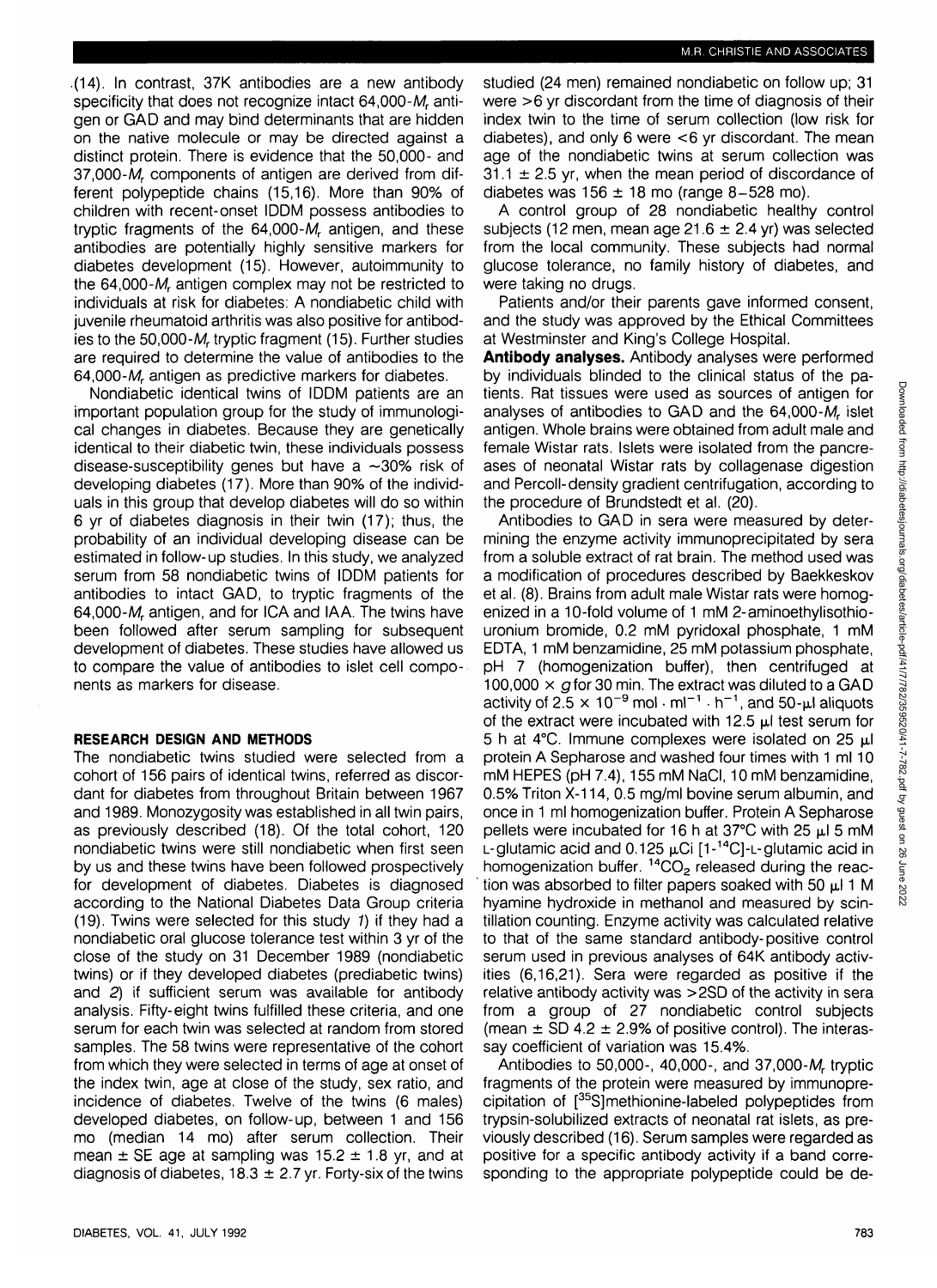(14). In contrast, 37K antibodies are a new antibody specificity that does not recognize intact 64,000-$M_r$ antigen or GAD and may bind determinants that are hidden on the native molecule or may be directed against a distinct protein. There is evidence that the 50,000- and 37,000-$M_r$ components of antigen are derived from different polypeptide chains (15,16). More than 90% of children with recent-onset IDDM possess antibodies to tryptic fragments of the 64,000-$M_r$ antigen, and these antibodies are potentially highly sensitive markers for diabetes development (15). However, autoimmunity to the 64,000-$M_r$ antigen complex may not be restricted to individuals at risk for diabetes: A nondiabetic child with juvenile rheumatoid arthritis was also positive for antibodies to the 50,000-$M_r$ tryptic fragment (15). Further studies are required to determine the value of antibodies to the 64,000-$M_r$ antigen as predictive markers for diabetes.

Nondiabetic identical twins of IDDM patients are an important population group for the study of immunological changes in diabetes. Because they are genetically identical to their diabetic twin, these individuals possess disease-susceptibility genes but have a ~30% risk of developing diabetes (17). More than 90% of the individuals in this group that develop diabetes will do so within 6 yr of diabetes diagnosis in their twin (17); thus, the probability of an individual developing disease can be estimated in follow-up studies. In this study, we analyzed serum from 58 nondiabetic twins of IDDM patients for antibodies to intact GAD, to tryptic fragments of the 64,000-$M_r$ antigen, and for ICA and IAA. The twins have been followed after serum sampling for subsequent development of diabetes. These studies have allowed us to compare the value of antibodies to islet cell components as markers for disease.

## RESEARCH DESIGN AND METHODS

The nondiabetic twins studied were selected from a cohort of 156 pairs of identical twins, referred as discordant for diabetes from throughout Britain between 1967 and 1989. Monozygosity was established in all twin pairs, as previously described (18). Of the total cohort, 120 nondiabetic twins were still nondiabetic when first seen by us and these twins have been followed prospectively for development of diabetes. Diabetes is diagnosed according to the National Diabetes Data Group criteria (19). Twins were selected for this study *1*) if they had a nondiabetic oral glucose tolerance test within 3 yr of the close of the study on 31 December 1989 (nondiabetic twins) or if they developed diabetes (prediabetic twins) and *2*) if sufficient serum was available for antibody analysis. Fifty-eight twins fulfilled these criteria, and one serum for each twin was selected at random from stored samples. The 58 twins were representative of the cohort from which they were selected in terms of age at onset of the index twin, age at close of the study, sex ratio, and incidence of diabetes. Twelve of the twins (6 males) developed diabetes, on follow-up, between 1 and 156 mo (median 14 mo) after serum collection. Their mean ± SE age at sampling was 15.2 ± 1.8 yr, and at diagnosis of diabetes, 18.3 ± 2.7 yr. Forty-six of the twins studied (24 men) remained nondiabetic on follow up; 31 were >6 yr discordant from the time of diagnosis of their index twin to the time of serum collection (low risk for diabetes), and only 6 were <6 yr discordant. The mean age of the nondiabetic twins at serum collection was 31.1 ± 2.5 yr, when the mean period of discordance of diabetes was 156 ± 18 mo (range 8–528 mo).

A control group of 28 nondiabetic healthy control subjects (12 men, mean age 21.6 ± 2.4 yr) was selected from the local community. These subjects had normal glucose tolerance, no family history of diabetes, and were taking no drugs.

Patients and/or their parents gave informed consent, and the study was approved by the Ethical Committees at Westminster and King's College Hospital.

**Antibody analyses.** Antibody analyses were performed by individuals blinded to the clinical status of the patients. Rat tissues were used as sources of antigen for analyses of antibodies to GAD and the 64,000-$M_r$ islet antigen. Whole brains were obtained from adult male and female Wistar rats. Islets were isolated from the pancreases of neonatal Wistar rats by collagenase digestion and Percoll-density gradient centrifugation, according to the procedure of Brundstedt et al. (20).

Antibodies to GAD in sera were measured by determining the enzyme activity immunoprecipitated by sera from a soluble extract of rat brain. The method used was a modification of procedures described by Baekkeskov et al. (8). Brains from adult male Wistar rats were homogenized in a 10-fold volume of 1 mM 2-aminoethylisothiouronium bromide, 0.2 mM pyridoxal phosphate, 1 mM EDTA, 1 mM benzamidine, 25 mM potassium phosphate, pH 7 (homogenization buffer), then centrifuged at 100,000 × *g* for 30 min. The extract was diluted to a GAD activity of $2.5 \times 10^{-9}$ mol · ml$^{-1}$ · h$^{-1}$, and 50-µl aliquots of the extract were incubated with 12.5 µl test serum for 5 h at 4°C. Immune complexes were isolated on 25 µl protein A Sepharose and washed four times with 1 ml 10 mM HEPES (pH 7.4), 155 mM NaCl, 10 mM benzamidine, 0.5% Triton X-114, 0.5 mg/ml bovine serum albumin, and once in 1 ml homogenization buffer. Protein A Sepharose pellets were incubated for 16 h at 37°C with 25 µl 5 mM L-glutamic acid and 0.125 µCi [1-$^{14}$C]-L-glutamic acid in homogenization buffer. $^{14}CO_2$ released during the reaction was absorbed to filter papers soaked with 50 µl 1 M hyamine hydroxide in methanol and measured by scintillation counting. Enzyme activity was calculated relative to that of the same standard antibody-positive control serum used in previous analyses of 64K antibody activities (6,16,21). Sera were regarded as positive if the relative antibody activity was >2SD of the activity in sera from a group of 27 nondiabetic control subjects (mean ± SD 4.2 ± 2.9% of positive control). The interassay coefficient of variation was 15.4%.

Antibodies to 50,000-, 40,000-, and 37,000-$M_r$ tryptic fragments of the protein were measured by immunoprecipitation of [$^{35}$S]methionine-labeled polypeptides from trypsin-solubilized extracts of neonatal rat islets, as previously described (16). Serum samples were regarded as positive for a specific antibody activity if a band corresponding to the appropriate polypeptide could be de-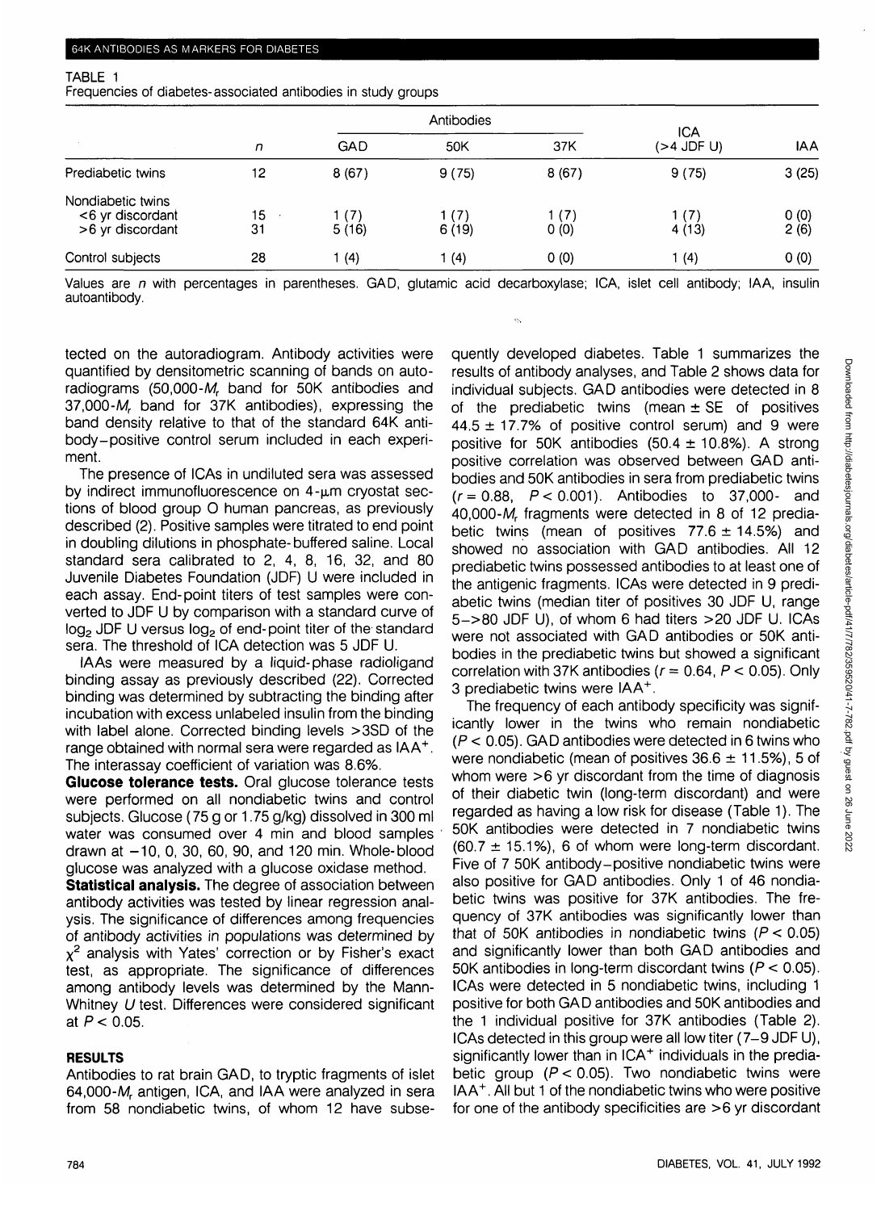TABLE 1
Frequencies of diabetes-associated antibodies in study groups

| | $n$ | Antibodies | | | ICA (>4 JDF U) | IAA |
|---|---|---|---|---|---|---|
| | | GAD | 50K | 37K | | |
| Prediabetic twins | 12 | 8 (67) | 9 (75) | 8 (67) | 9 (75) | 3 (25) |
| Nondiabetic twins | | | | | | |
| <6 yr discordant | 15 | 1 (7) | 1 (7) | 1 (7) | 1 (7) | 0 (0) |
| >6 yr discordant | 31 | 5 (16) | 6 (19) | 0 (0) | 4 (13) | 2 (6) |
| Control subjects | 28 | 1 (4) | 1 (4) | 0 (0) | 1 (4) | 0 (0) |

Values are $n$ with percentages in parentheses. GAD, glutamic acid decarboxylase; ICA, islet cell antibody; IAA, insulin autoantibody.

tected on the autoradiogram. Antibody activities were quantified by densitometric scanning of bands on autoradiograms (50,000-$M_r$ band for 50K antibodies and 37,000-$M_r$ band for 37K antibodies), expressing the band density relative to that of the standard 64K antibody–positive control serum included in each experiment.

The presence of ICAs in undiluted sera was assessed by indirect immunofluorescence on 4-μm cryostat sections of blood group O human pancreas, as previously described (2). Positive samples were titrated to end point in doubling dilutions in phosphate-buffered saline. Local standard sera calibrated to 2, 4, 8, 16, 32, and 80 Juvenile Diabetes Foundation (JDF) U were included in each assay. End-point titers of test samples were converted to JDF U by comparison with a standard curve of $\log_2$ JDF U versus $\log_2$ of end-point titer of the standard sera. The threshold of ICA detection was 5 JDF U.

IAAs were measured by a liquid-phase radioligand binding assay as previously described (22). Corrected binding was determined by subtracting the binding after incubation with excess unlabeled insulin from the binding with label alone. Corrected binding levels >3SD of the range obtained with normal sera were regarded as IAA$^+$. The interassay coefficient of variation was 8.6%.

**Glucose tolerance tests.** Oral glucose tolerance tests were performed on all nondiabetic twins and control subjects. Glucose (75 g or 1.75 g/kg) dissolved in 300 ml water was consumed over 4 min and blood samples drawn at −10, 0, 30, 60, 90, and 120 min. Whole-blood glucose was analyzed with a glucose oxidase method.

**Statistical analysis.** The degree of association between antibody activities was tested by linear regression analysis. The significance of differences among frequencies of antibody activities in populations was determined by $\chi^2$ analysis with Yates' correction or by Fisher's exact test, as appropriate. The significance of differences among antibody levels was determined by the Mann-Whitney $U$ test. Differences were considered significant at $P < 0.05$.

## RESULTS

Antibodies to rat brain GAD, to tryptic fragments of islet 64,000-$M_r$ antigen, ICA, and IAA were analyzed in sera from 58 nondiabetic twins, of whom 12 have subsequently developed diabetes. Table 1 summarizes the results of antibody analyses, and Table 2 shows data for individual subjects. GAD antibodies were detected in 8 of the prediabetic twins (mean ± SE of positives 44.5 ± 17.7% of positive control serum) and 9 were positive for 50K antibodies (50.4 ± 10.8%). A strong positive correlation was observed between GAD antibodies and 50K antibodies in sera from prediabetic twins ($r = 0.88$, $P < 0.001$). Antibodies to 37,000- and 40,000-$M_r$ fragments were detected in 8 of 12 prediabetic twins (mean of positives 77.6 ± 14.5%) and showed no association with GAD antibodies. All 12 prediabetic twins possessed antibodies to at least one of the antigenic fragments. ICAs were detected in 9 prediabetic twins (median titer of positives 30 JDF U, range 5–>80 JDF U), of whom 6 had titers >20 JDF U. ICAs were not associated with GAD antibodies or 50K antibodies in the prediabetic twins but showed a significant correlation with 37K antibodies ($r = 0.64$, $P < 0.05$). Only 3 prediabetic twins were IAA$^+$.

The frequency of each antibody specificity was significantly lower in the twins who remain nondiabetic ($P < 0.05$). GAD antibodies were detected in 6 twins who were nondiabetic (mean of positives 36.6 ± 11.5%), 5 of whom were >6 yr discordant from the time of diagnosis of their diabetic twin (long-term discordant) and were regarded as having a low risk for disease (Table 1). The 50K antibodies were detected in 7 nondiabetic twins (60.7 ± 15.1%), 6 of whom were long-term discordant. Five of 7 50K antibody–positive nondiabetic twins were also positive for GAD antibodies. Only 1 of 46 nondiabetic twins was positive for 37K antibodies. The frequency of 37K antibodies was significantly lower than that of 50K antibodies in nondiabetic twins ($P < 0.05$) and significantly lower than both GAD antibodies and 50K antibodies in long-term discordant twins ($P < 0.05$). ICAs were detected in 5 nondiabetic twins, including 1 positive for both GAD antibodies and 50K antibodies and the 1 individual positive for 37K antibodies (Table 2). ICAs detected in this group were all low titer (7–9 JDF U), significantly lower than in ICA$^+$ individuals in the prediabetic group ($P < 0.05$). Two nondiabetic twins were IAA$^+$. All but 1 of the nondiabetic twins who were positive for one of the antibody specificities are >6 yr discordant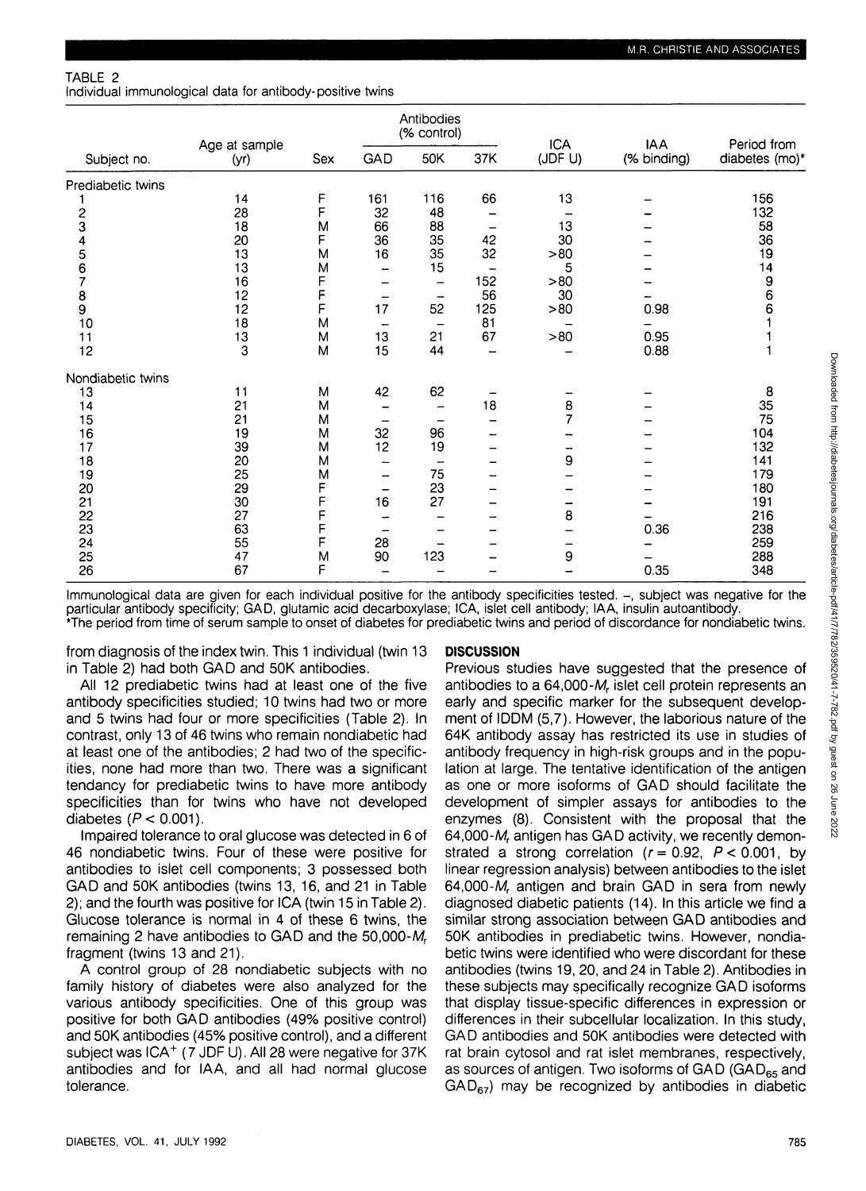TABLE 2
Individual immunological data for antibody-positive twins

| Subject no. | Age at sample (yr) | Sex | Antibodies (% control) | | | ICA (JDF U) | IAA (% binding) | Period from diabetes (mo)* |
|---|---|---|---|---|---|---|---|---|
| | | | GAD | 50K | 37K | | | |
| Prediabetic twins | | | | | | | | |
| 1 | 14 | F | 161 | 116 | 66 | 13 | – | 156 |
| 2 | 28 | F | 32 | 48 | – | – | – | 132 |
| 3 | 18 | M | 66 | 88 | – | 13 | – | 58 |
| 4 | 20 | F | 36 | 35 | 42 | 30 | – | 36 |
| 5 | 13 | M | 16 | 35 | 32 | >80 | – | 19 |
| 6 | 13 | M | – | 15 | – | 5 | – | 14 |
| 7 | 16 | F | – | – | 152 | >80 | – | 9 |
| 8 | 12 | F | – | – | 56 | 30 | – | 6 |
| 9 | 12 | F | 17 | 52 | 125 | >80 | 0.98 | 6 |
| 10 | 18 | M | – | – | 81 | – | – | 1 |
| 11 | 13 | M | 13 | 21 | 67 | >80 | 0.95 | 1 |
| 12 | 3 | M | 15 | 44 | – | – | 0.88 | 1 |
| Nondiabetic twins | | | | | | | | |
| 13 | 11 | M | 42 | 62 | – | – | – | 8 |
| 14 | 21 | M | – | – | 18 | 8 | – | 35 |
| 15 | 21 | M | – | – | – | 7 | – | 75 |
| 16 | 19 | M | 32 | 96 | – | – | – | 104 |
| 17 | 39 | M | 12 | 19 | – | – | – | 132 |
| 18 | 20 | M | – | – | – | 9 | – | 141 |
| 19 | 25 | M | – | 75 | – | – | – | 179 |
| 20 | 29 | F | – | 23 | – | – | – | 180 |
| 21 | 30 | F | 16 | 27 | – | – | – | 191 |
| 22 | 27 | F | – | – | – | 8 | – | 216 |
| 23 | 63 | F | – | – | – | – | 0.36 | 238 |
| 24 | 55 | F | 28 | – | – | – | – | 259 |
| 25 | 47 | M | 90 | 123 | – | 9 | – | 288 |
| 26 | 67 | F | – | – | – | – | 0.35 | 348 |

Immunological data are given for each individual positive for the antibody specificities tested. –, subject was negative for the particular antibody specificity; GAD, glutamic acid decarboxylase; ICA, islet cell antibody; IAA, insulin autoantibody.
*The period from time of serum sample to onset of diabetes for prediabetic twins and period of discordance for nondiabetic twins.

from diagnosis of the index twin. This 1 individual (twin 13 in Table 2) had both GAD and 50K antibodies.

All 12 prediabetic twins had at least one of the five antibody specificities studied; 10 twins had two or more and 5 twins had four or more specificities (Table 2). In contrast, only 13 of 46 twins who remain nondiabetic had at least one of the antibodies; 2 had two of the specificities, none had more than two. There was a significant tendancy for prediabetic twins to have more antibody specificities than for twins who have not developed diabetes ($P < 0.001$).

Impaired tolerance to oral glucose was detected in 6 of 46 nondiabetic twins. Four of these were positive for antibodies to islet cell components; 3 possessed both GAD and 50K antibodies (twins 13, 16, and 21 in Table 2); and the fourth was positive for ICA (twin 15 in Table 2). Glucose tolerance is normal in 4 of these 6 twins, the remaining 2 have antibodies to GAD and the 50,000-$M_r$ fragment (twins 13 and 21).

A control group of 28 nondiabetic subjects with no family history of diabetes were also analyzed for the various antibody specificities. One of this group was positive for both GAD antibodies (49% positive control) and 50K antibodies (45% positive control), and a different subject was ICA$^+$ (7 JDF U). All 28 were negative for 37K antibodies and for IAA, and all had normal glucose tolerance.

## DISCUSSION

Previous studies have suggested that the presence of antibodies to a 64,000-$M_r$ islet cell protein represents an early and specific marker for the subsequent development of IDDM (5,7). However, the laborious nature of the 64K antibody assay has restricted its use in studies of antibody frequency in high-risk groups and in the population at large. The tentative identification of the antigen as one or more isoforms of GAD should facilitate the development of simpler assays for antibodies to the enzymes (8). Consistent with the proposal that the 64,000-$M_r$ antigen has GAD activity, we recently demonstrated a strong correlation ($r = 0.92$, $P < 0.001$, by linear regression analysis) between antibodies to the islet 64,000-$M_r$ antigen and brain GAD in sera from newly diagnosed diabetic patients (14). In this article we find a similar strong association between GAD antibodies and 50K antibodies in prediabetic twins. However, nondiabetic twins were identified who were discordant for these antibodies (twins 19, 20, and 24 in Table 2). Antibodies in these subjects may specifically recognize GAD isoforms that display tissue-specific differences in expression or differences in their subcellular localization. In this study, GAD antibodies and 50K antibodies were detected with rat brain cytosol and rat islet membranes, respectively, as sources of antigen. Two isoforms of GAD ($GAD_{65}$ and $GAD_{67}$) may be recognized by antibodies in diabetic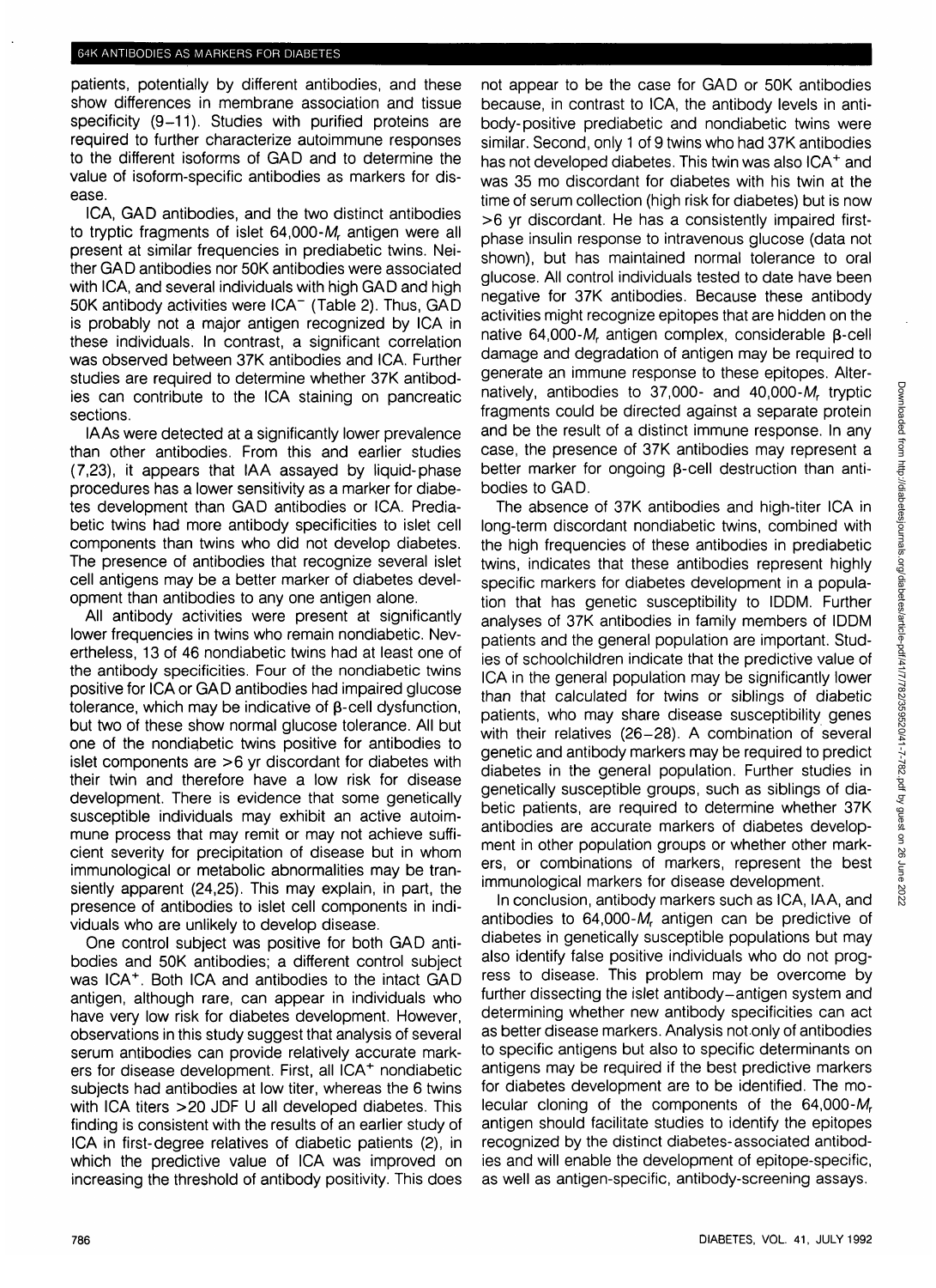patients, potentially by different antibodies, and these show differences in membrane association and tissue specificity (9–11). Studies with purified proteins are required to further characterize autoimmune responses to the different isoforms of GAD and to determine the value of isoform-specific antibodies as markers for disease.

ICA, GAD antibodies, and the two distinct antibodies to tryptic fragments of islet 64,000-$M_r$ antigen were all present at similar frequencies in prediabetic twins. Neither GAD antibodies nor 50K antibodies were associated with ICA, and several individuals with high GAD and high 50K antibody activities were ICA$^-$ (Table 2). Thus, GAD is probably not a major antigen recognized by ICA in these individuals. In contrast, a significant correlation was observed between 37K antibodies and ICA. Further studies are required to determine whether 37K antibodies can contribute to the ICA staining on pancreatic sections.

IAAs were detected at a significantly lower prevalence than other antibodies. From this and earlier studies (7,23), it appears that IAA assayed by liquid-phase procedures has a lower sensitivity as a marker for diabetes development than GAD antibodies or ICA. Prediabetic twins had more antibody specificities to islet cell components than twins who did not develop diabetes. The presence of antibodies that recognize several islet cell antigens may be a better marker of diabetes development than antibodies to any one antigen alone.

All antibody activities were present at significantly lower frequencies in twins who remain nondiabetic. Nevertheless, 13 of 46 nondiabetic twins had at least one of the antibody specificities. Four of the nondiabetic twins positive for ICA or GAD antibodies had impaired glucose tolerance, which may be indicative of β-cell dysfunction, but two of these show normal glucose tolerance. All but one of the nondiabetic twins positive for antibodies to islet components are >6 yr discordant for diabetes with their twin and therefore have a low risk for disease development. There is evidence that some genetically susceptible individuals may exhibit an active autoimmune process that may remit or may not achieve sufficient severity for precipitation of disease but in whom immunological or metabolic abnormalities may be transiently apparent (24,25). This may explain, in part, the presence of antibodies to islet cell components in individuals who are unlikely to develop disease.

One control subject was positive for both GAD antibodies and 50K antibodies; a different control subject was ICA$^+$. Both ICA and antibodies to the intact GAD antigen, although rare, can appear in individuals who have very low risk for diabetes development. However, observations in this study suggest that analysis of several serum antibodies can provide relatively accurate markers for disease development. First, all ICA$^+$ nondiabetic subjects had antibodies at low titer, whereas the 6 twins with ICA titers >20 JDF U all developed diabetes. This finding is consistent with the results of an earlier study of ICA in first-degree relatives of diabetic patients (2), in which the predictive value of ICA was improved on increasing the threshold of antibody positivity. This does not appear to be the case for GAD or 50K antibodies because, in contrast to ICA, the antibody levels in antibody-positive prediabetic and nondiabetic twins were similar. Second, only 1 of 9 twins who had 37K antibodies has not developed diabetes. This twin was also ICA$^+$ and was 35 mo discordant for diabetes with his twin at the time of serum collection (high risk for diabetes) but is now >6 yr discordant. He has a consistently impaired first-phase insulin response to intravenous glucose (data not shown), but has maintained normal tolerance to oral glucose. All control individuals tested to date have been negative for 37K antibodies. Because these antibody activities might recognize epitopes that are hidden on the native 64,000-$M_r$ antigen complex, considerable β-cell damage and degradation of antigen may be required to generate an immune response to these epitopes. Alternatively, antibodies to 37,000- and 40,000-$M_r$ tryptic fragments could be directed against a separate protein and be the result of a distinct immune response. In any case, the presence of 37K antibodies may represent a better marker for ongoing β-cell destruction than antibodies to GAD.

The absence of 37K antibodies and high-titer ICA in long-term discordant nondiabetic twins, combined with the high frequencies of these antibodies in prediabetic twins, indicates that these antibodies represent highly specific markers for diabetes development in a population that has genetic susceptibility to IDDM. Further analyses of 37K antibodies in family members of IDDM patients and the general population are important. Studies of schoolchildren indicate that the predictive value of ICA in the general population may be significantly lower than that calculated for twins or siblings of diabetic patients, who may share disease susceptibility genes with their relatives (26–28). A combination of several genetic and antibody markers may be required to predict diabetes in the general population. Further studies in genetically susceptible groups, such as siblings of diabetic patients, are required to determine whether 37K antibodies are accurate markers of diabetes development in other population groups or whether other markers, or combinations of markers, represent the best immunological markers for disease development.

In conclusion, antibody markers such as ICA, IAA, and antibodies to 64,000-$M_r$ antigen can be predictive of diabetes in genetically susceptible populations but may also identify false positive individuals who do not progress to disease. This problem may be overcome by further dissecting the islet antibody–antigen system and determining whether new antibody specificities can act as better disease markers. Analysis not only of antibodies to specific antigens but also to specific determinants on antigens may be required if the best predictive markers for diabetes development are to be identified. The molecular cloning of the components of the 64,000-$M_r$ antigen should facilitate studies to identify the epitopes recognized by the distinct diabetes-associated antibodies and will enable the development of epitope-specific, as well as antigen-specific, antibody-screening assays.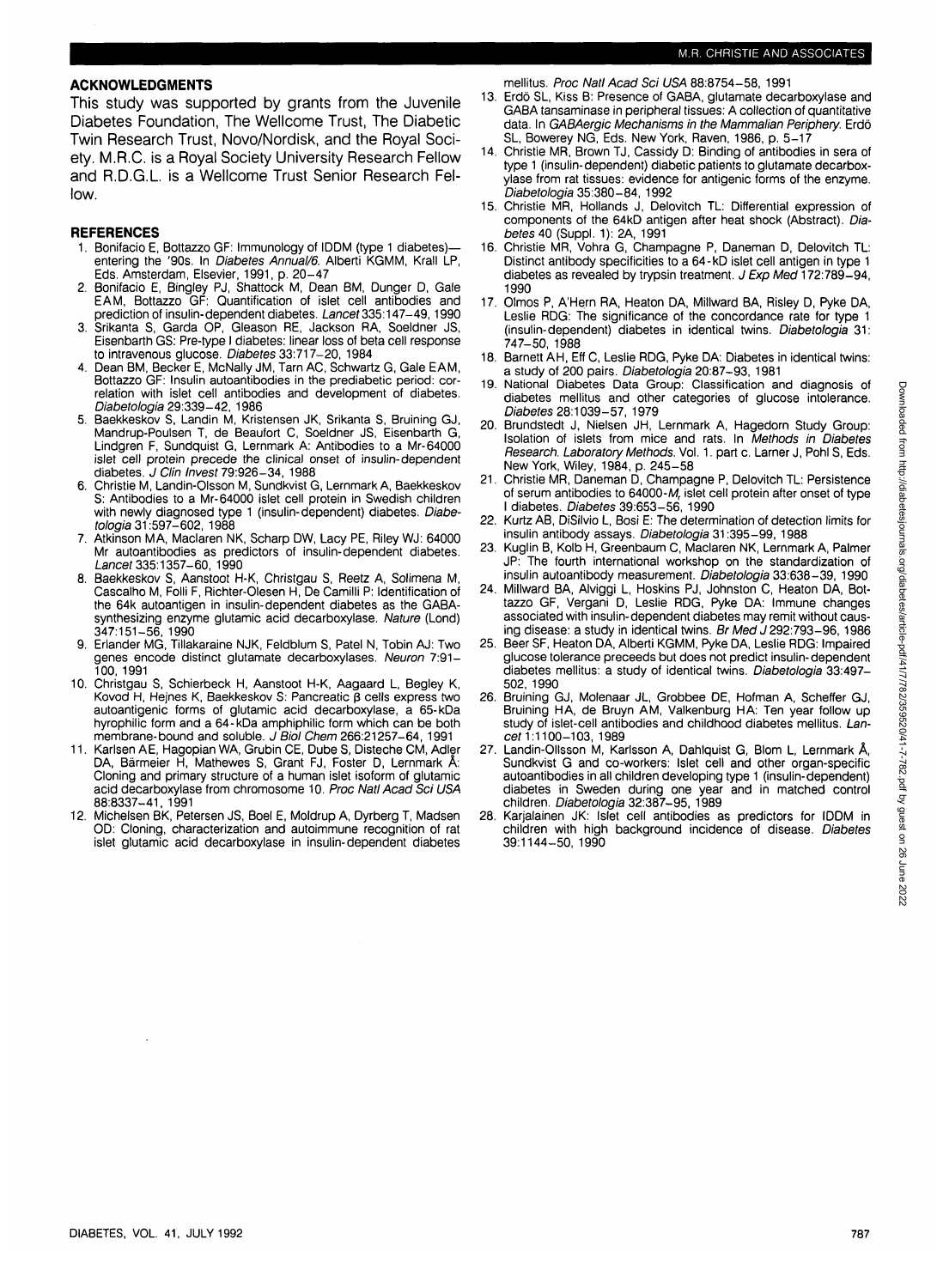## ACKNOWLEDGMENTS

This study was supported by grants from the Juvenile Diabetes Foundation, The Wellcome Trust, The Diabetic Twin Research Trust, Novo/Nordisk, and the Royal Society. M.R.C. is a Royal Society University Research Fellow and R.D.G.L. is a Wellcome Trust Senior Research Fellow.

## REFERENCES

1. Bonifacio E, Bottazzo GF: Immunology of IDDM (type 1 diabetes)—entering the '90s. In *Diabetes Annual/6*. Alberti KGMM, Krall LP, Eds. Amsterdam, Elsevier, 1991, p. 20–47
2. Bonifacio E, Bingley PJ, Shattock M, Dean BM, Dunger D, Gale EAM, Bottazzo GF: Quantification of islet cell antibodies and prediction of insulin-dependent diabetes. *Lancet* 335:147–49, 1990
3. Srikanta S, Garda OP, Gleason RE, Jackson RA, Soeldner JS, Eisenbarth GS: Pre-type I diabetes: linear loss of beta cell response to intravenous glucose. *Diabetes* 33:717–20, 1984
4. Dean BM, Becker E, McNally JM, Tarn AC, Schwartz G, Gale EAM, Bottazzo GF: Insulin autoantibodies in the prediabetic period: correlation with islet cell antibodies and development of diabetes. *Diabetologia* 29:339–42, 1986
5. Baekkeskov S, Landin M, Kristensen JK, Srikanta S, Bruining GJ, Mandrup-Poulsen T, de Beaufort C, Soeldner JS, Eisenbarth G, Lindgren F, Sundquist G, Lernmark A: Antibodies to a Mr-64000 islet cell protein precede the clinical onset of insulin-dependent diabetes. *J Clin Invest* 79:926–34, 1988
6. Christie M, Landin-Olsson M, Sundkvist G, Lernmark A, Baekkeskov S: Antibodies to a Mr-64000 islet cell protein in Swedish children with newly diagnosed type 1 (insulin-dependent) diabetes. *Diabetologia* 31:597–602, 1988
7. Atkinson MA, Maclaren NK, Scharp DW, Lacy PE, Riley WJ: 64000 Mr autoantibodies as predictors of insulin-dependent diabetes. *Lancet* 335:1357–60, 1990
8. Baekkeskov S, Aanstoot H-K, Christgau S, Reetz A, Solimena M, Cascalho M, Folli F, Richter-Olesen H, De Camilli P: Identification of the 64k autoantigen in insulin-dependent diabetes as the GABA-synthesizing enzyme glutamic acid decarboxylase. *Nature* (Lond) 347:151–56, 1990
9. Erlander MG, Tillakaraine NJK, Feldblum S, Patel N, Tobin AJ: Two genes encode distinct glutamate decarboxylases. *Neuron* 7:91–100, 1991
10. Christgau S, Schierbeck H, Aanstoot H-K, Aagaard L, Begley K, Kovod H, Hejnes K, Baekkeskov S: Pancreatic β cells express two autoantigenic forms of glutamic acid decarboxylase, a 65-kDa hyrophilic form and a 64-kDa amphiphilic form which can be both membrane-bound and soluble. *J Biol Chem* 266:21257–64, 1991
11. Karlsen AE, Hagopian WA, Grubin CE, Dube S, Disteche CM, Adler DA, Bärmeier H, Mathewes S, Grant FJ, Foster D, Lernmark Å: Cloning and primary structure of a human islet isoform of glutamic acid decarboxylase from chromosome 10. *Proc Natl Acad Sci USA* 88:8337–41, 1991
12. Michelsen BK, Petersen JS, Boel E, Moldrup A, Dyrberg T, Madsen OD: Cloning, characterization and autoimmune recognition of rat islet glutamic acid decarboxylase in insulin-dependent diabetes mellitus. *Proc Natl Acad Sci USA* 88:8754–58, 1991
13. Erdö SL, Kiss B: Presence of GABA, glutamate decarboxylase and GABA tansaminase in peripheral tissues: A collection of quantitative data. In *GABAergic Mechanisms in the Mammalian Periphery*. Erdö SL, Bowerey NG, Eds. New York, Raven, 1986, p. 5–17
14. Christie MR, Brown TJ, Cassidy D: Binding of antibodies in sera of type 1 (insulin-dependent) diabetic patients to glutamate decarboxylase from rat tissues: evidence for antigenic forms of the enzyme. *Diabetologia* 35:380–84, 1992
15. Christie MR, Hollands J, Delovitch TL: Differential expression of components of the 64kD antigen after heat shock (Abstract). *Diabetes* 40 (Suppl. 1): 2A, 1991
16. Christie MR, Vohra G, Champagne P, Daneman D, Delovitch TL: Distinct antibody specificities to a 64-kD islet cell antigen in type 1 diabetes as revealed by trypsin treatment. *J Exp Med* 172:789–94, 1990
17. Olmos P, A'Hern RA, Heaton DA, Millward BA, Risley D, Pyke DA, Leslie RDG: The significance of the concordance rate for type 1 (insulin-dependent) diabetes in identical twins. *Diabetologia* 31: 747–50, 1988
18. Barnett AH, Eff C, Leslie RDG, Pyke DA: Diabetes in identical twins: a study of 200 pairs. *Diabetologia* 20:87–93, 1981
19. National Diabetes Data Group: Classification and diagnosis of diabetes mellitus and other categories of glucose intolerance. *Diabetes* 28:1039–57, 1979
20. Brundstedt J, Nielsen JH, Lernmark A, Hagedorn Study Group: Isolation of islets from mice and rats. In *Methods in Diabetes Research. Laboratory Methods.* Vol. 1. part c. Larner J, Pohl S, Eds. New York, Wiley, 1984, p. 245–58
21. Christie MR, Daneman D, Champagne P, Delovitch TL: Persistence of serum antibodies to 64000-$M_r$ islet cell protein after onset of type I diabetes. *Diabetes* 39:653–56, 1990
22. Kurtz AB, DiSilvio L, Bosi E: The determination of detection limits for insulin antibody assays. *Diabetologia* 31:395–99, 1988
23. Kuglin B, Kolb H, Greenbaum C, Maclaren NK, Lernmark A, Palmer JP: The fourth international workshop on the standardization of insulin autoantibody measurement. *Diabetologia* 33:638–39, 1990
24. Millward BA, Alviggi L, Hoskins PJ, Johnston C, Heaton DA, Bottazzo GF, Vergani D, Leslie RDG, Pyke DA: Immune changes associated with insulin-dependent diabetes may remit without causing disease: a study in identical twins. *Br Med J* 292:793–96, 1986
25. Beer SF, Heaton DA, Alberti KGMM, Pyke DA, Leslie RDG: Impaired glucose tolerance preceeds but does not predict insulin-dependent diabetes mellitus: a study of identical twins. *Diabetologia* 33:497–502, 1990
26. Bruining GJ, Molenaar JL, Grobbee DE, Hofman A, Scheffer GJ, Bruining HA, de Bruyn AM, Valkenburg HA: Ten year follow up study of islet-cell antibodies and childhood diabetes mellitus. *Lancet* 1:1100–103, 1989
27. Landin-Ollsson M, Karlsson A, Dahlquist G, Blom L, Lernmark Å, Sundkvist G and co-workers: Islet cell and other organ-specific autoantibodies in all children developing type 1 (insulin-dependent) diabetes in Sweden during one year and in matched control children. *Diabetologia* 32:387–95, 1989
28. Karjalainen JK: Islet cell antibodies as predictors for IDDM in children with high background incidence of disease. *Diabetes* 39:1144–50, 1990